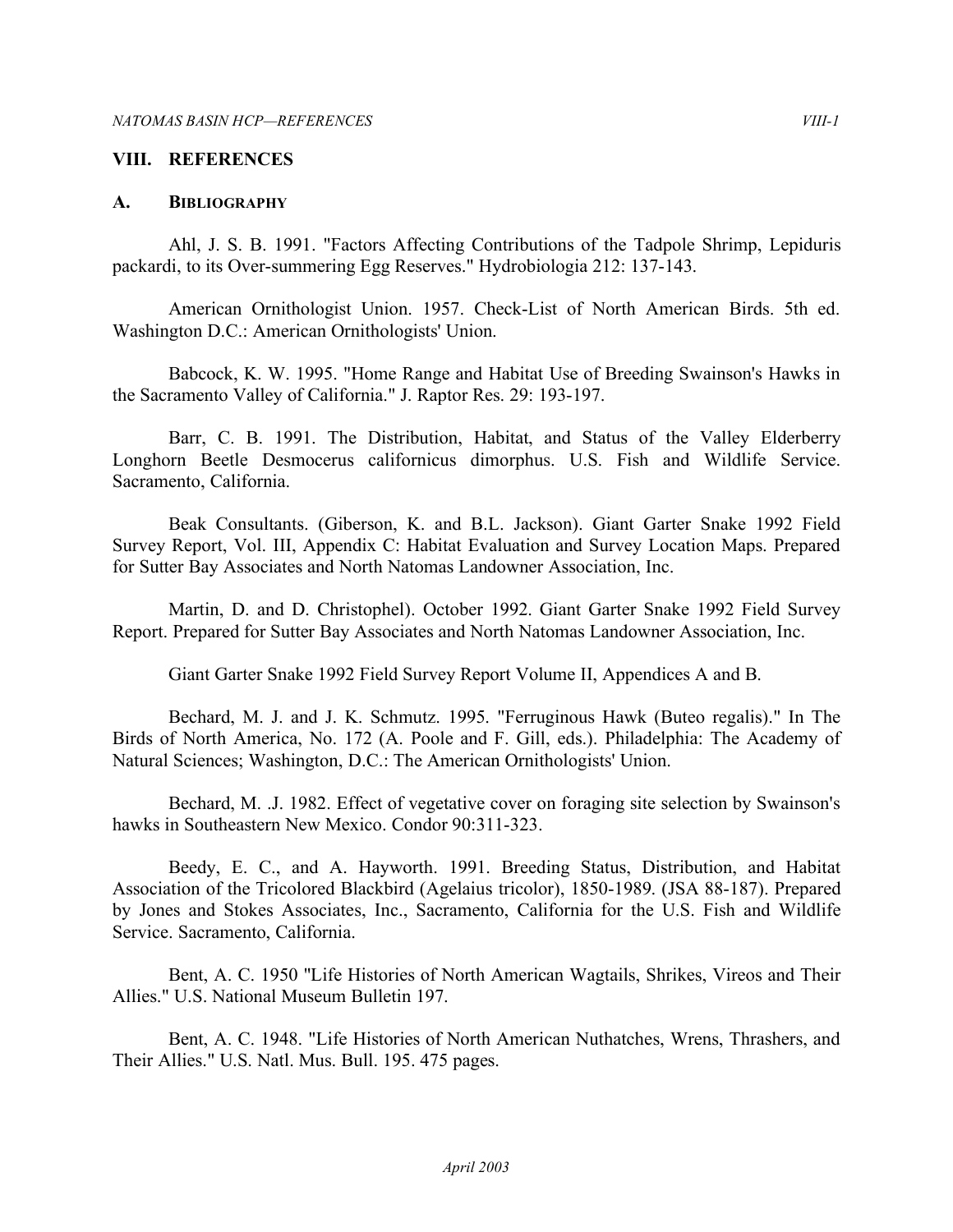# VIII. REFERENCES

## A. Bibliography

Ahl, J. S. B. 1991. "Factors Affecting Contributions of the Tadpole Shrimp, Lepiduris packardi, to its Over-summering Egg Reserves." Hydrobiologia 212: 137-143.

American Ornithologist Union. 1957. Check-List of North American Birds. 5th ed. Washington D.C.: American Ornithologists' Union.

Babcock, K. W. 1995. "Home Range and Habitat Use of Breeding Swainson's Hawks in the Sacramento Valley of California." J. Raptor Res. 29: 193-197.

Barr, C. B. 1991. The Distribution, Habitat, and Status of the Valley Elderberry Longhorn Beetle Desmocerus californicus dimorphus. U.S. Fish and Wildlife Service. Sacramento, California.

Beak Consultants. (Giberson, K. and B.L. Jackson). Giant Garter Snake 1992 Field Survey Report, Vol. III, Appendix C: Habitat Evaluation and Survey Location Maps. Prepared for Sutter Bay Associates and North Natomas Landowner Association, Inc.

Martin, D. and D. Christophel). October 1992. Giant Garter Snake 1992 Field Survey Report. Prepared for Sutter Bay Associates and North Natomas Landowner Association, Inc.

Giant Garter Snake 1992 Field Survey Report Volume II, Appendices A and B.

Bechard, M. J. and J. K. Schmutz. 1995. "Ferruginous Hawk (Buteo regalis)." In The Birds of North America, No. 172 (A. Poole and F. Gill, eds.). Philadelphia: The Academy of Natural Sciences; Washington, D.C.: The American Ornithologists' Union.

Bechard, M. .J. 1982. Effect of vegetative cover on foraging site selection by Swainson's hawks in Southeastern New Mexico. Condor 90:311-323.

Beedy, E. C., and A. Hayworth. 1991. Breeding Status, Distribution, and Habitat Association of the Tricolored Blackbird (Agelaius tricolor), 1850-1989. (JSA 88-187). Prepared by Jones and Stokes Associates, Inc., Sacramento, California for the U.S. Fish and Wildlife Service. Sacramento, California.

Bent, A. C. 1950 "Life Histories of North American Wagtails, Shrikes, Vireos and Their Allies." U.S. National Museum Bulletin 197.

Bent, A. C. 1948. "Life Histories of North American Nuthatches, Wrens, Thrashers, and Their Allies." U.S. Natl. Mus. Bull. 195. 475 pages.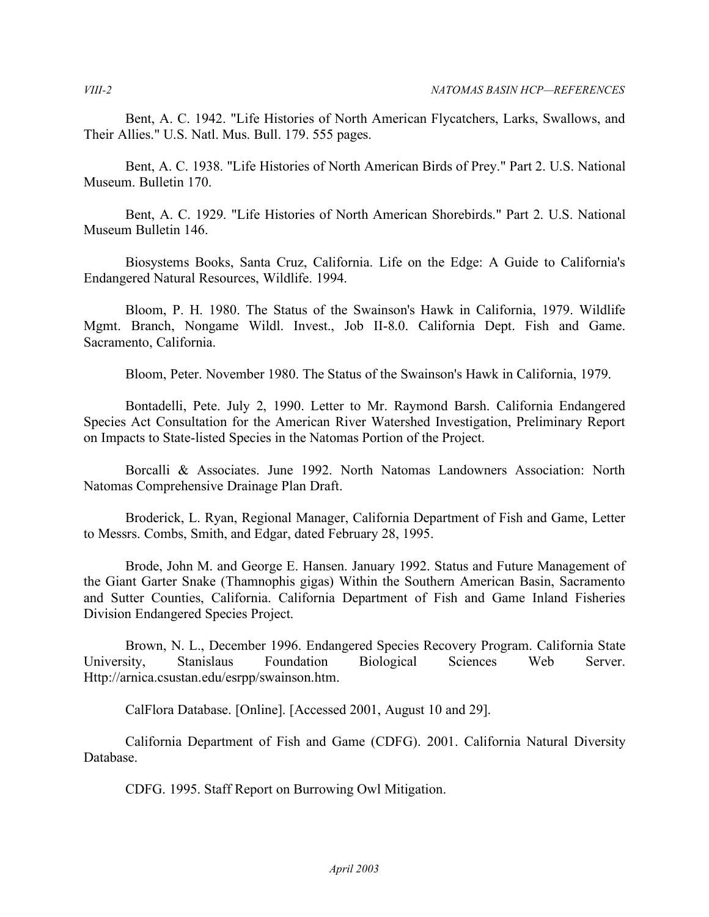Bent, A. C. 1942. "Life Histories of North American Flycatchers, Larks, Swallows, and Their Allies." U.S. Natl. Mus. Bull. 179. 555 pages.

Bent, A. C. 1938. "Life Histories of North American Birds of Prey." Part 2. U.S. National Museum. Bulletin 170.

Bent, A. C. 1929. "Life Histories of North American Shorebirds." Part 2. U.S. National Museum Bulletin 146.

Biosystems Books, Santa Cruz, California. Life on the Edge: A Guide to California's Endangered Natural Resources, Wildlife. 1994.

Bloom, P. H. 1980. The Status of the Swainson's Hawk in California, 1979. Wildlife Mgmt. Branch, Nongame Wildl. Invest., Job II-8.0. California Dept. Fish and Game. Sacramento, California.

Bloom, Peter. November 1980. The Status of the Swainson's Hawk in California, 1979.

Bontadelli, Pete. July 2, 1990. Letter to Mr. Raymond Barsh. California Endangered Species Act Consultation for the American River Watershed Investigation, Preliminary Report on Impacts to State-listed Species in the Natomas Portion of the Project.

Borcalli & Associates. June 1992. North Natomas Landowners Association: North Natomas Comprehensive Drainage Plan Draft.

Broderick, L. Ryan, Regional Manager, California Department of Fish and Game, Letter to Messrs. Combs, Smith, and Edgar, dated February 28, 1995.

Brode, John M. and George E. Hansen. January 1992. Status and Future Management of the Giant Garter Snake (Thamnophis gigas) Within the Southern American Basin, Sacramento and Sutter Counties, California. California Department of Fish and Game Inland Fisheries Division Endangered Species Project.

Brown, N. L., December 1996. Endangered Species Recovery Program. California State University, Stanislaus Foundation Biological Sciences Web Server. Http://arnica.csustan.edu/esrpp/swainson.htm.

CalFlora Database. [Online]. [Accessed 2001, August 10 and 29].

California Department of Fish and Game (CDFG). 2001. California Natural Diversity Database.

CDFG. 1995. Staff Report on Burrowing Owl Mitigation.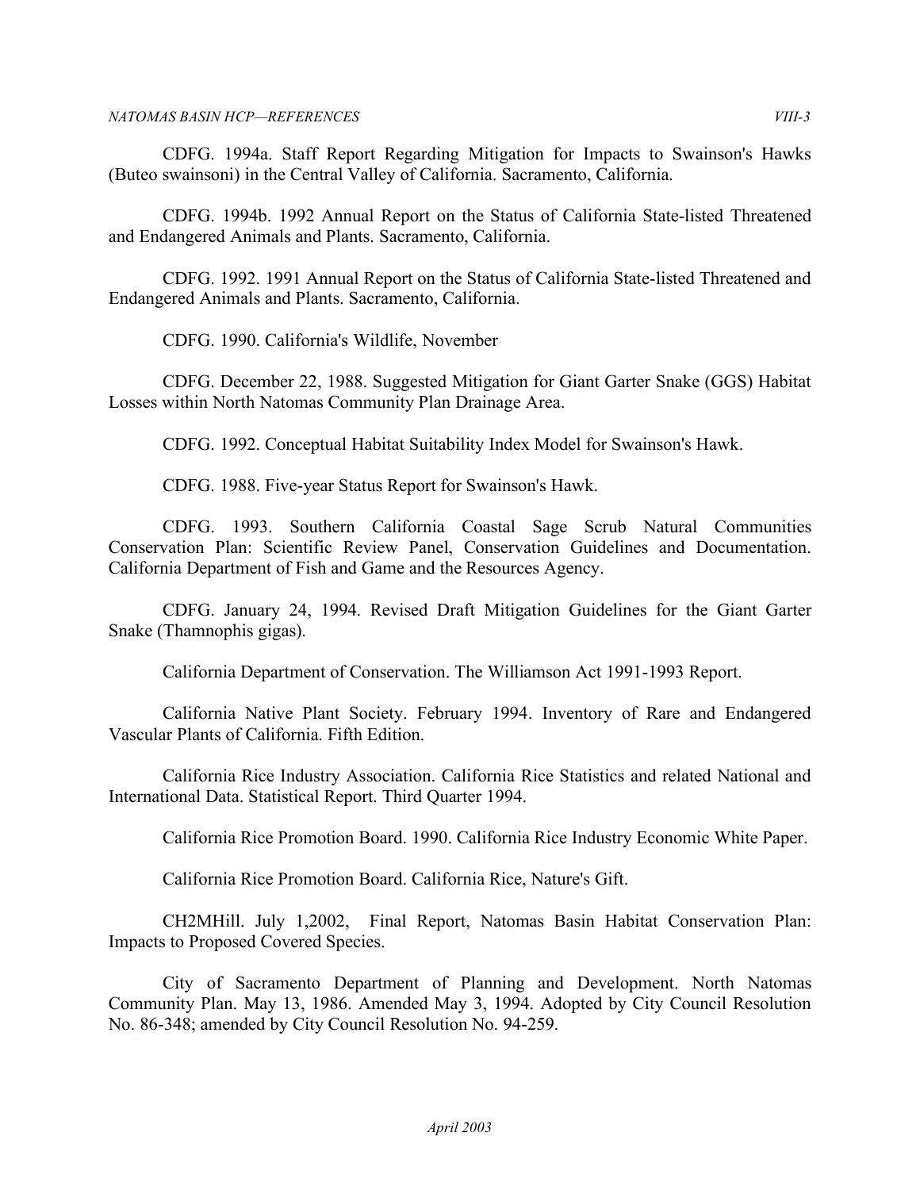CDFG. 1994a. Staff Report Regarding Mitigation for Impacts to Swainson's Hawks (Buteo swainsoni) in the Central Valley of California. Sacramento, California.

CDFG. 1994b. 1992 Annual Report on the Status of California State-listed Threatened and Endangered Animals and Plants. Sacramento, California.

CDFG. 1992. 1991 Annual Report on the Status of California State-listed Threatened and Endangered Animals and Plants. Sacramento, California.

CDFG. 1990. California's Wildlife, November

CDFG. December 22, 1988. Suggested Mitigation for Giant Garter Snake (GGS) Habitat Losses within North Natomas Community Plan Drainage Area.

CDFG. 1992. Conceptual Habitat Suitability Index Model for Swainson's Hawk.

CDFG. 1988. Five-year Status Report for Swainson's Hawk.

CDFG. 1993. Southern California Coastal Sage Scrub Natural Communities Conservation Plan: Scientific Review Panel, Conservation Guidelines and Documentation. California Department of Fish and Game and the Resources Agency.

CDFG. January 24, 1994. Revised Draft Mitigation Guidelines for the Giant Garter Snake (Thamnophis gigas).

California Department of Conservation. The Williamson Act 1991-1993 Report.

California Native Plant Society. February 1994. Inventory of Rare and Endangered Vascular Plants of California. Fifth Edition.

California Rice Industry Association. California Rice Statistics and related National and International Data. Statistical Report. Third Quarter 1994.

California Rice Promotion Board. 1990. California Rice Industry Economic White Paper.

California Rice Promotion Board. California Rice, Nature's Gift.

CH2MHill. July 1,2002, Final Report, Natomas Basin Habitat Conservation Plan: Impacts to Proposed Covered Species.

City of Sacramento Department of Planning and Development. North Natomas Community Plan. May 13, 1986. Amended May 3, 1994. Adopted by City Council Resolution No. 86-348; amended by City Council Resolution No. 94-259.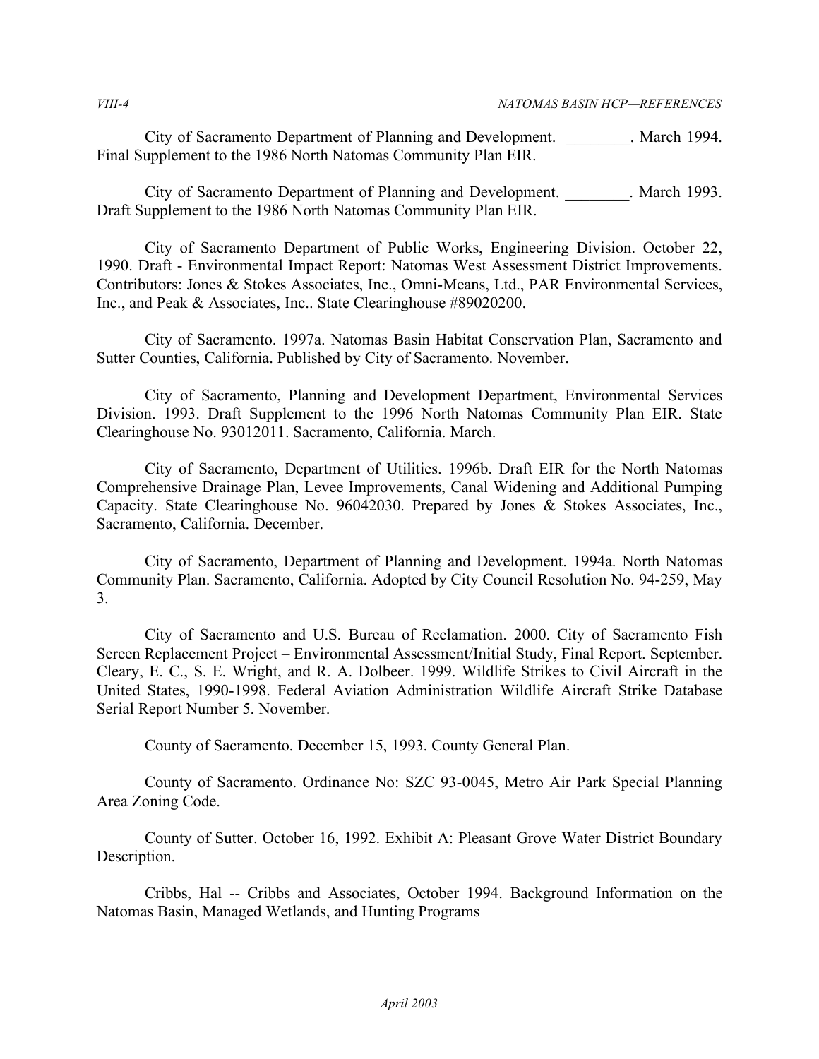City of Sacramento Department of Planning and Development. ________. March 1994. Final Supplement to the 1986 North Natomas Community Plan EIR.

City of Sacramento Department of Planning and Development. ________. March 1993. Draft Supplement to the 1986 North Natomas Community Plan EIR.

City of Sacramento Department of Public Works, Engineering Division. October 22, 1990. Draft - Environmental Impact Report: Natomas West Assessment District Improvements. Contributors: Jones & Stokes Associates, Inc., Omni-Means, Ltd., PAR Environmental Services, Inc., and Peak & Associates, Inc.. State Clearinghouse #89020200.

City of Sacramento. 1997a. Natomas Basin Habitat Conservation Plan, Sacramento and Sutter Counties, California. Published by City of Sacramento. November.

City of Sacramento, Planning and Development Department, Environmental Services Division. 1993. Draft Supplement to the 1996 North Natomas Community Plan EIR. State Clearinghouse No. 93012011. Sacramento, California. March.

City of Sacramento, Department of Utilities. 1996b. Draft EIR for the North Natomas Comprehensive Drainage Plan, Levee Improvements, Canal Widening and Additional Pumping Capacity. State Clearinghouse No. 96042030. Prepared by Jones & Stokes Associates, Inc., Sacramento, California. December.

City of Sacramento, Department of Planning and Development. 1994a. North Natomas Community Plan. Sacramento, California. Adopted by City Council Resolution No. 94-259, May 3.

City of Sacramento and U.S. Bureau of Reclamation. 2000. City of Sacramento Fish Screen Replacement Project – Environmental Assessment/Initial Study, Final Report. September. Cleary, E. C., S. E. Wright, and R. A. Dolbeer. 1999. Wildlife Strikes to Civil Aircraft in the United States, 1990-1998. Federal Aviation Administration Wildlife Aircraft Strike Database Serial Report Number 5. November.

County of Sacramento. December 15, 1993. County General Plan.

County of Sacramento. Ordinance No: SZC 93-0045, Metro Air Park Special Planning Area Zoning Code.

County of Sutter. October 16, 1992. Exhibit A: Pleasant Grove Water District Boundary Description.

Cribbs, Hal -- Cribbs and Associates, October 1994. Background Information on the Natomas Basin, Managed Wetlands, and Hunting Programs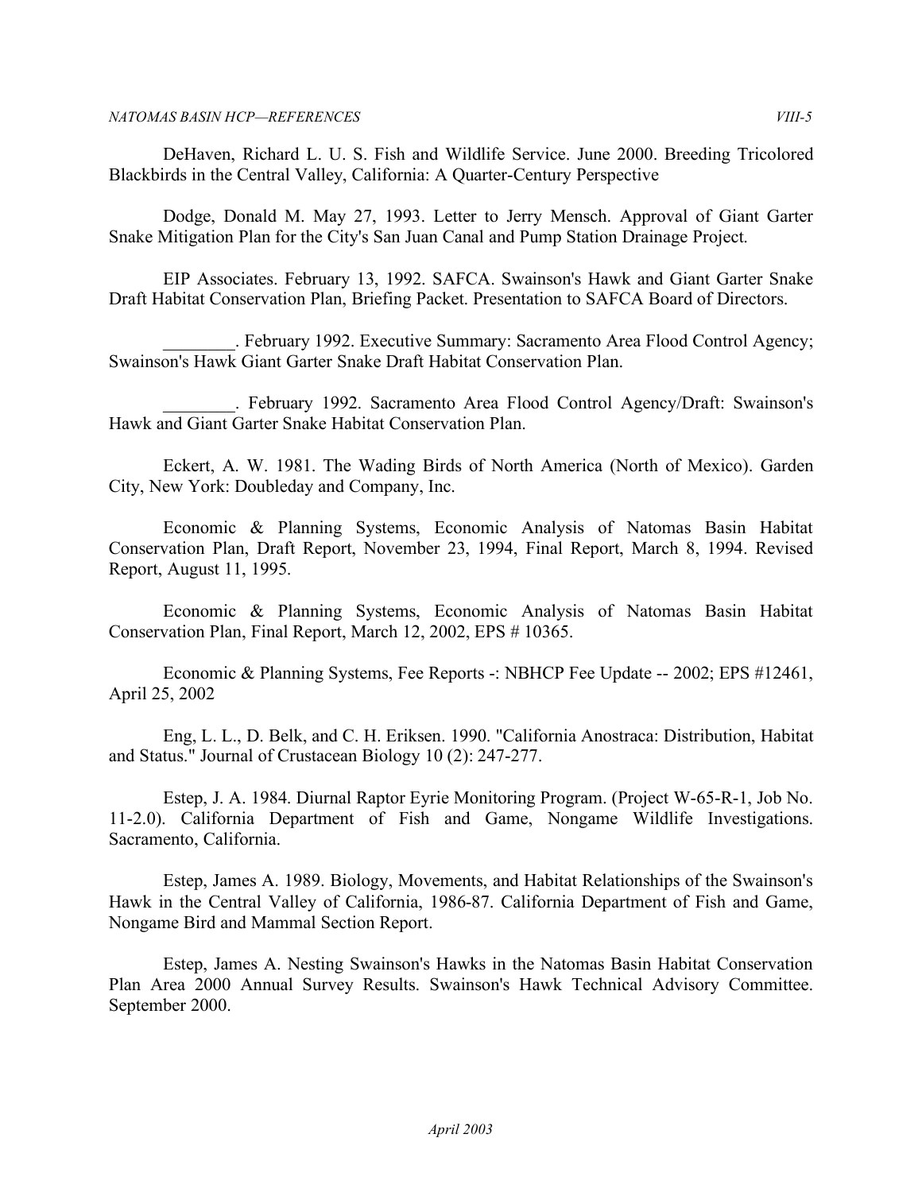DeHaven, Richard L. U. S. Fish and Wildlife Service. June 2000. Breeding Tricolored Blackbirds in the Central Valley, California: A Quarter-Century Perspective

Dodge, Donald M. May 27, 1993. Letter to Jerry Mensch. Approval of Giant Garter Snake Mitigation Plan for the City's San Juan Canal and Pump Station Drainage Project.

EIP Associates. February 13, 1992. SAFCA. Swainson's Hawk and Giant Garter Snake Draft Habitat Conservation Plan, Briefing Packet. Presentation to SAFCA Board of Directors.

________. February 1992. Executive Summary: Sacramento Area Flood Control Agency; Swainson's Hawk Giant Garter Snake Draft Habitat Conservation Plan.

________. February 1992. Sacramento Area Flood Control Agency/Draft: Swainson's Hawk and Giant Garter Snake Habitat Conservation Plan.

Eckert, A. W. 1981. The Wading Birds of North America (North of Mexico). Garden City, New York: Doubleday and Company, Inc.

Economic & Planning Systems, Economic Analysis of Natomas Basin Habitat Conservation Plan, Draft Report, November 23, 1994, Final Report, March 8, 1994. Revised Report, August 11, 1995.

Economic & Planning Systems, Economic Analysis of Natomas Basin Habitat Conservation Plan, Final Report, March 12, 2002, EPS # 10365.

Economic & Planning Systems, Fee Reports -: NBHCP Fee Update -- 2002; EPS #12461, April 25, 2002

Eng, L. L., D. Belk, and C. H. Eriksen. 1990. "California Anostraca: Distribution, Habitat and Status." Journal of Crustacean Biology 10 (2): 247-277.

Estep, J. A. 1984. Diurnal Raptor Eyrie Monitoring Program. (Project W-65-R-1, Job No. 11-2.0). California Department of Fish and Game, Nongame Wildlife Investigations. Sacramento, California.

Estep, James A. 1989. Biology, Movements, and Habitat Relationships of the Swainson's Hawk in the Central Valley of California, 1986-87. California Department of Fish and Game, Nongame Bird and Mammal Section Report.

Estep, James A. Nesting Swainson's Hawks in the Natomas Basin Habitat Conservation Plan Area 2000 Annual Survey Results. Swainson's Hawk Technical Advisory Committee. September 2000.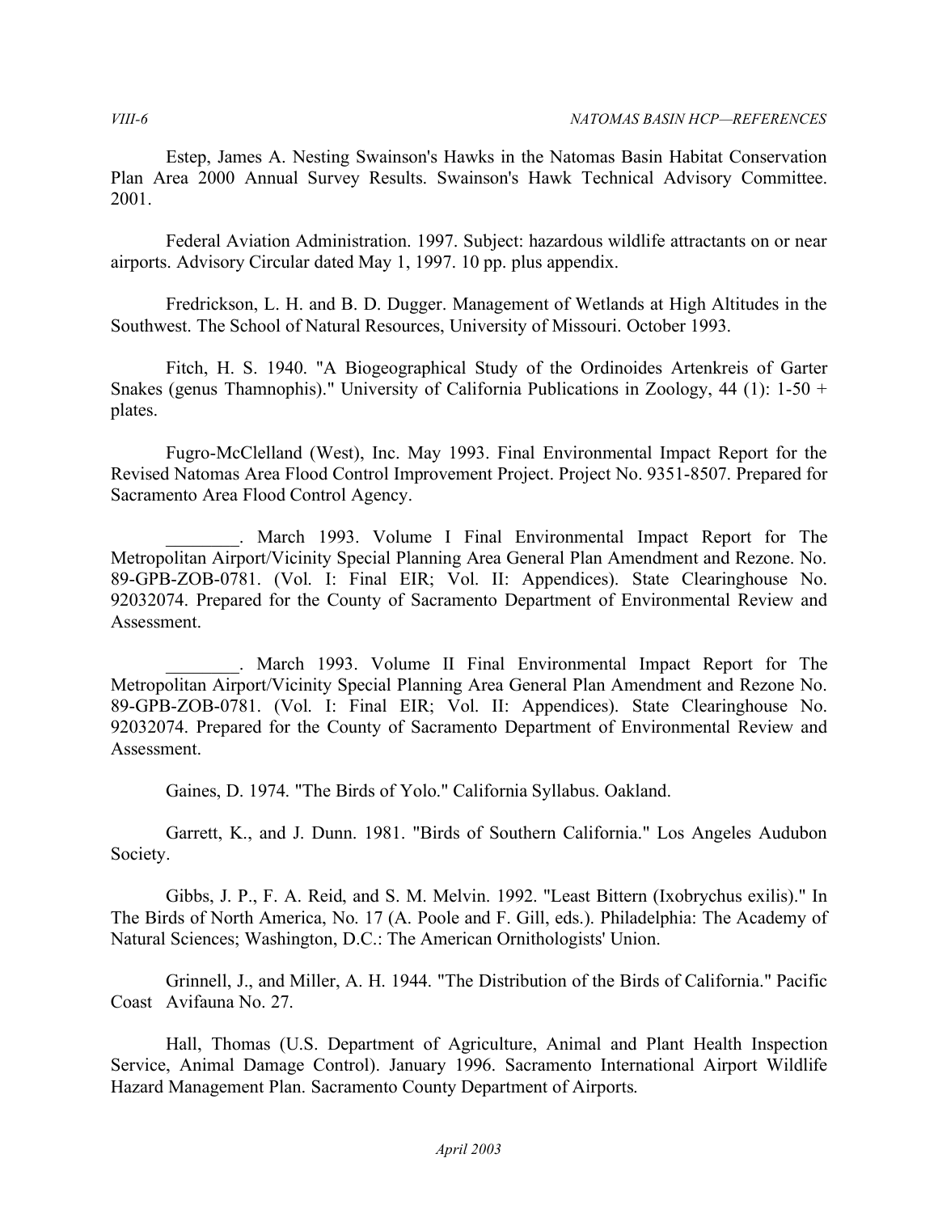Estep, James A. Nesting Swainson's Hawks in the Natomas Basin Habitat Conservation Plan Area 2000 Annual Survey Results. Swainson's Hawk Technical Advisory Committee. 2001.

Federal Aviation Administration. 1997. Subject: hazardous wildlife attractants on or near airports. Advisory Circular dated May 1, 1997. 10 pp. plus appendix.

Fredrickson, L. H. and B. D. Dugger. Management of Wetlands at High Altitudes in the Southwest. The School of Natural Resources, University of Missouri. October 1993.

Fitch, H. S. 1940. "A Biogeographical Study of the Ordinoides Artenkreis of Garter Snakes (genus Thamnophis)." University of California Publications in Zoology, 44 (1): 1-50 + plates.

Fugro-McClelland (West), Inc. May 1993. Final Environmental Impact Report for the Revised Natomas Area Flood Control Improvement Project. Project No. 9351-8507. Prepared for Sacramento Area Flood Control Agency.

________. March 1993. Volume I Final Environmental Impact Report for The Metropolitan Airport/Vicinity Special Planning Area General Plan Amendment and Rezone. No. 89-GPB-ZOB-0781. (Vol. I: Final EIR; Vol. II: Appendices). State Clearinghouse No. 92032074. Prepared for the County of Sacramento Department of Environmental Review and Assessment.

________. March 1993. Volume II Final Environmental Impact Report for The Metropolitan Airport/Vicinity Special Planning Area General Plan Amendment and Rezone No. 89-GPB-ZOB-0781. (Vol. I: Final EIR; Vol. II: Appendices). State Clearinghouse No. 92032074. Prepared for the County of Sacramento Department of Environmental Review and Assessment.

Gaines, D. 1974. "The Birds of Yolo." California Syllabus. Oakland.

Garrett, K., and J. Dunn. 1981. "Birds of Southern California." Los Angeles Audubon Society.

Gibbs, J. P., F. A. Reid, and S. M. Melvin. 1992. "Least Bittern (Ixobrychus exilis)." In The Birds of North America, No. 17 (A. Poole and F. Gill, eds.). Philadelphia: The Academy of Natural Sciences; Washington, D.C.: The American Ornithologists' Union.

Grinnell, J., and Miller, A. H. 1944. "The Distribution of the Birds of California." Pacific Coast Avifauna No. 27.

Hall, Thomas (U.S. Department of Agriculture, Animal and Plant Health Inspection Service, Animal Damage Control). January 1996. Sacramento International Airport Wildlife Hazard Management Plan. Sacramento County Department of Airports.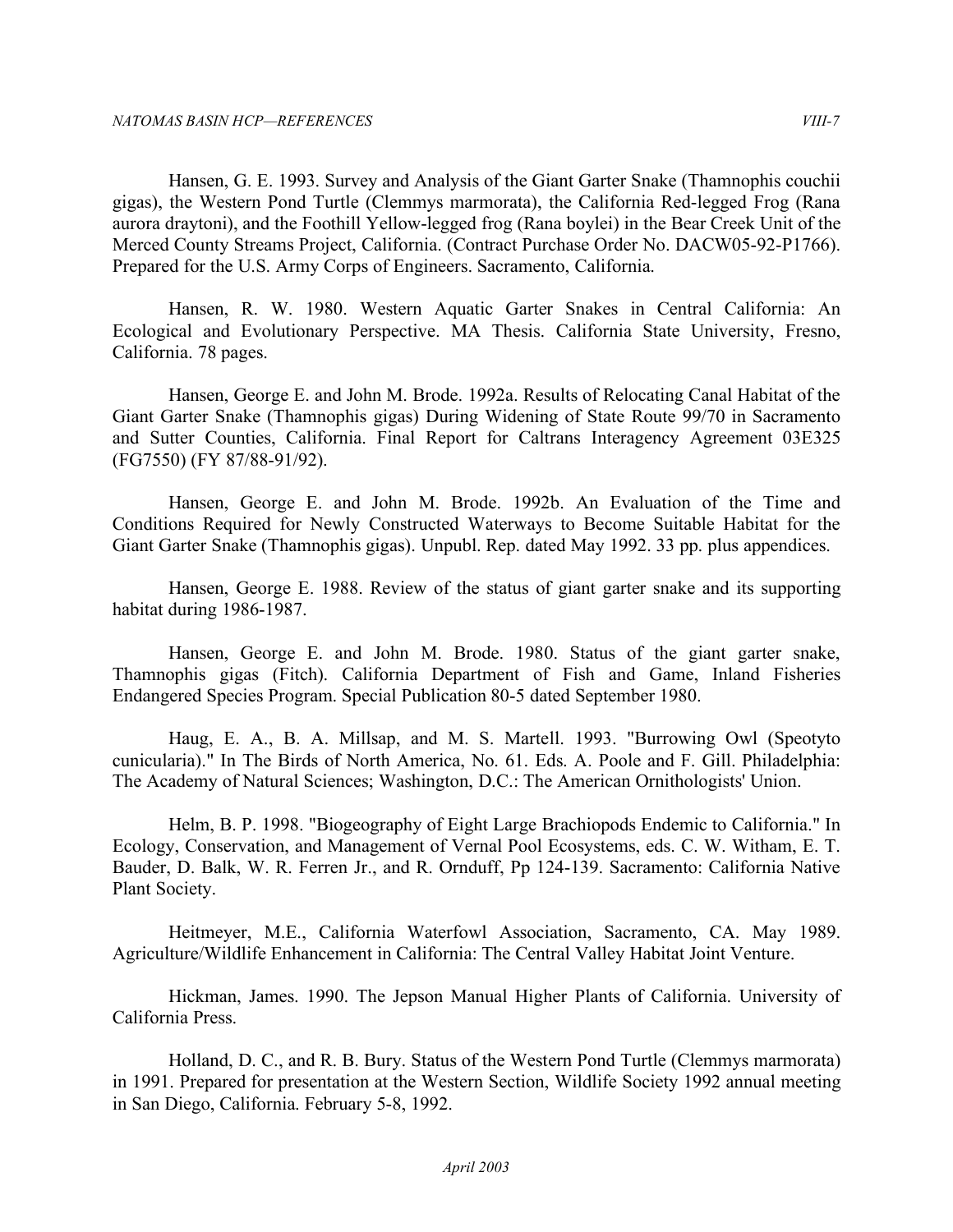Hansen, G. E. 1993. Survey and Analysis of the Giant Garter Snake (Thamnophis couchii gigas), the Western Pond Turtle (Clemmys marmorata), the California Red-legged Frog (Rana aurora draytoni), and the Foothill Yellow-legged frog (Rana boylei) in the Bear Creek Unit of the Merced County Streams Project, California. (Contract Purchase Order No. DACW05-92-P1766). Prepared for the U.S. Army Corps of Engineers. Sacramento, California.

Hansen, R. W. 1980. Western Aquatic Garter Snakes in Central California: An Ecological and Evolutionary Perspective. MA Thesis. California State University, Fresno, California. 78 pages.

Hansen, George E. and John M. Brode. 1992a. Results of Relocating Canal Habitat of the Giant Garter Snake (Thamnophis gigas) During Widening of State Route 99/70 in Sacramento and Sutter Counties, California. Final Report for Caltrans Interagency Agreement 03E325 (FG7550) (FY 87/88-91/92).

Hansen, George E. and John M. Brode. 1992b. An Evaluation of the Time and Conditions Required for Newly Constructed Waterways to Become Suitable Habitat for the Giant Garter Snake (Thamnophis gigas). Unpubl. Rep. dated May 1992. 33 pp. plus appendices.

Hansen, George E. 1988. Review of the status of giant garter snake and its supporting habitat during 1986-1987.

Hansen, George E. and John M. Brode. 1980. Status of the giant garter snake, Thamnophis gigas (Fitch). California Department of Fish and Game, Inland Fisheries Endangered Species Program. Special Publication 80-5 dated September 1980.

Haug, E. A., B. A. Millsap, and M. S. Martell. 1993. "Burrowing Owl (Speotyto cunicularia)." In The Birds of North America, No. 61. Eds. A. Poole and F. Gill. Philadelphia: The Academy of Natural Sciences; Washington, D.C.: The American Ornithologists' Union.

Helm, B. P. 1998. "Biogeography of Eight Large Brachiopods Endemic to California." In Ecology, Conservation, and Management of Vernal Pool Ecosystems, eds. C. W. Witham, E. T. Bauder, D. Balk, W. R. Ferren Jr., and R. Ornduff, Pp 124-139. Sacramento: California Native Plant Society.

Heitmeyer, M.E., California Waterfowl Association, Sacramento, CA. May 1989. Agriculture/Wildlife Enhancement in California: The Central Valley Habitat Joint Venture.

Hickman, James. 1990. The Jepson Manual Higher Plants of California. University of California Press.

Holland, D. C., and R. B. Bury. Status of the Western Pond Turtle (Clemmys marmorata) in 1991. Prepared for presentation at the Western Section, Wildlife Society 1992 annual meeting in San Diego, California. February 5-8, 1992.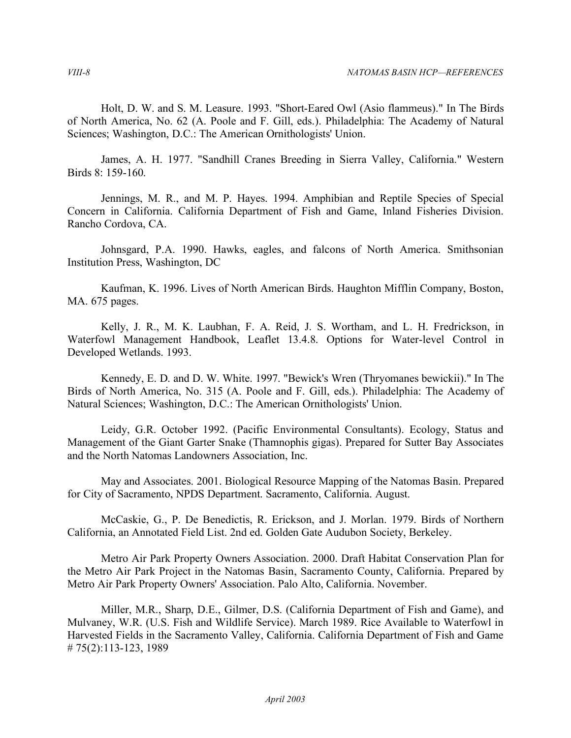Holt, D. W. and S. M. Leasure. 1993. "Short-Eared Owl (Asio flammeus)." In The Birds of North America, No. 62 (A. Poole and F. Gill, eds.). Philadelphia: The Academy of Natural Sciences; Washington, D.C.: The American Ornithologists' Union.

James, A. H. 1977. "Sandhill Cranes Breeding in Sierra Valley, California." Western Birds 8: 159-160.

Jennings, M. R., and M. P. Hayes. 1994. Amphibian and Reptile Species of Special Concern in California. California Department of Fish and Game, Inland Fisheries Division. Rancho Cordova, CA.

Johnsgard, P.A. 1990. Hawks, eagles, and falcons of North America. Smithsonian Institution Press, Washington, DC

Kaufman, K. 1996. Lives of North American Birds. Haughton Mifflin Company, Boston, MA. 675 pages.

Kelly, J. R., M. K. Laubhan, F. A. Reid, J. S. Wortham, and L. H. Fredrickson, in Waterfowl Management Handbook, Leaflet 13.4.8. Options for Water-level Control in Developed Wetlands. 1993.

Kennedy, E. D. and D. W. White. 1997. "Bewick's Wren (Thryomanes bewickii)." In The Birds of North America, No. 315 (A. Poole and F. Gill, eds.). Philadelphia: The Academy of Natural Sciences; Washington, D.C.: The American Ornithologists' Union.

Leidy, G.R. October 1992. (Pacific Environmental Consultants). Ecology, Status and Management of the Giant Garter Snake (Thamnophis gigas). Prepared for Sutter Bay Associates and the North Natomas Landowners Association, Inc.

May and Associates. 2001. Biological Resource Mapping of the Natomas Basin. Prepared for City of Sacramento, NPDS Department. Sacramento, California. August.

McCaskie, G., P. De Benedictis, R. Erickson, and J. Morlan. 1979. Birds of Northern California, an Annotated Field List. 2nd ed. Golden Gate Audubon Society, Berkeley.

Metro Air Park Property Owners Association. 2000. Draft Habitat Conservation Plan for the Metro Air Park Project in the Natomas Basin, Sacramento County, California. Prepared by Metro Air Park Property Owners' Association. Palo Alto, California. November.

Miller, M.R., Sharp, D.E., Gilmer, D.S. (California Department of Fish and Game), and Mulvaney, W.R. (U.S. Fish and Wildlife Service). March 1989. Rice Available to Waterfowl in Harvested Fields in the Sacramento Valley, California. California Department of Fish and Game # 75(2):113-123, 1989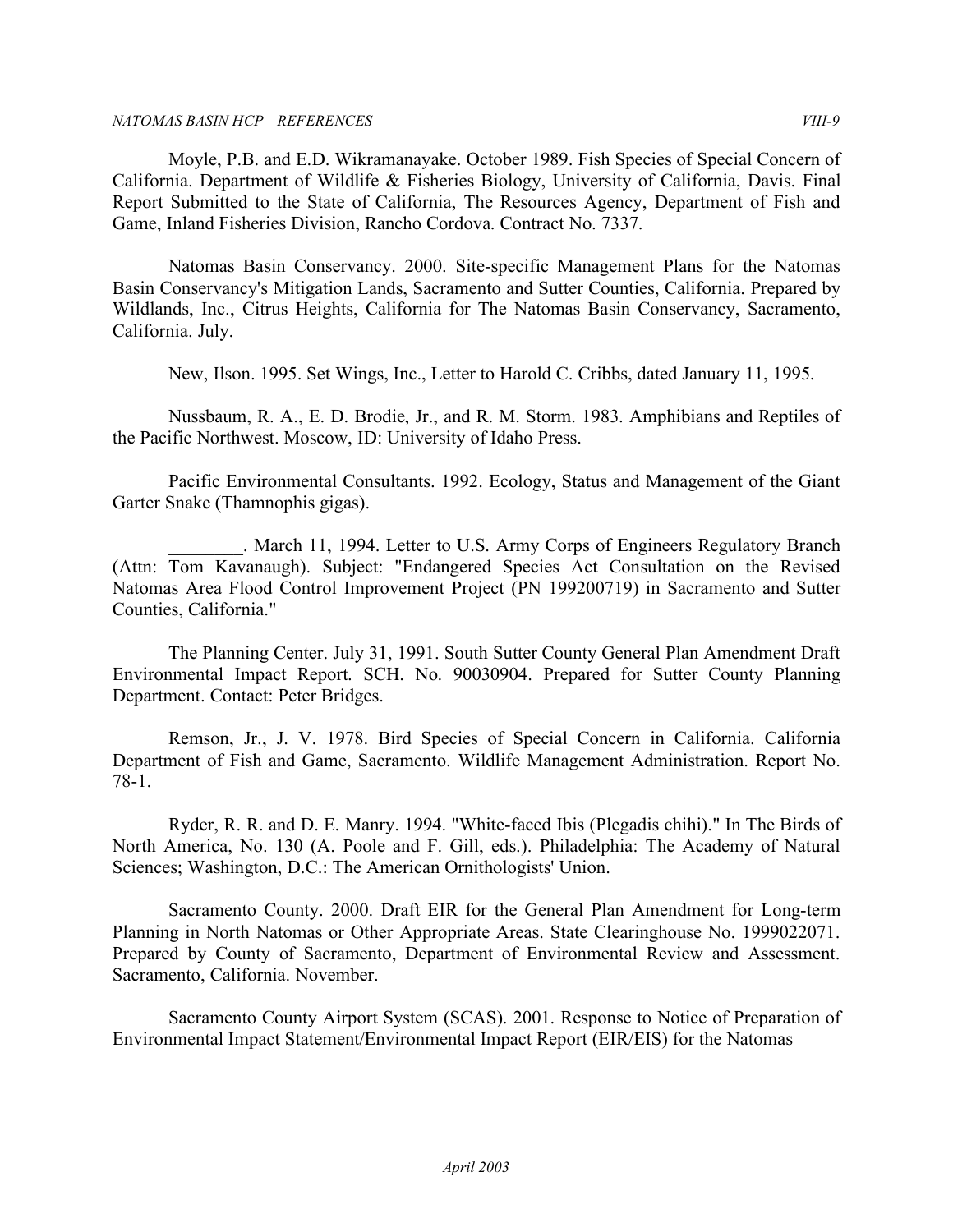Moyle, P.B. and E.D. Wikramanayake. October 1989. Fish Species of Special Concern of California. Department of Wildlife & Fisheries Biology, University of California, Davis. Final Report Submitted to the State of California, The Resources Agency, Department of Fish and Game, Inland Fisheries Division, Rancho Cordova. Contract No. 7337.

Natomas Basin Conservancy. 2000. Site-specific Management Plans for the Natomas Basin Conservancy's Mitigation Lands, Sacramento and Sutter Counties, California. Prepared by Wildlands, Inc., Citrus Heights, California for The Natomas Basin Conservancy, Sacramento, California. July.

New, Ilson. 1995. Set Wings, Inc., Letter to Harold C. Cribbs, dated January 11, 1995.

Nussbaum, R. A., E. D. Brodie, Jr., and R. M. Storm. 1983. Amphibians and Reptiles of the Pacific Northwest. Moscow, ID: University of Idaho Press.

Pacific Environmental Consultants. 1992. Ecology, Status and Management of the Giant Garter Snake (Thamnophis gigas).

________. March 11, 1994. Letter to U.S. Army Corps of Engineers Regulatory Branch (Attn: Tom Kavanaugh). Subject: "Endangered Species Act Consultation on the Revised Natomas Area Flood Control Improvement Project (PN 199200719) in Sacramento and Sutter Counties, California."

The Planning Center. July 31, 1991. South Sutter County General Plan Amendment Draft Environmental Impact Report. SCH. No. 90030904. Prepared for Sutter County Planning Department. Contact: Peter Bridges.

Remson, Jr., J. V. 1978. Bird Species of Special Concern in California. California Department of Fish and Game, Sacramento. Wildlife Management Administration. Report No. 78-1.

Ryder, R. R. and D. E. Manry. 1994. "White-faced Ibis (Plegadis chihi)." In The Birds of North America, No. 130 (A. Poole and F. Gill, eds.). Philadelphia: The Academy of Natural Sciences; Washington, D.C.: The American Ornithologists' Union.

Sacramento County. 2000. Draft EIR for the General Plan Amendment for Long-term Planning in North Natomas or Other Appropriate Areas. State Clearinghouse No. 1999022071. Prepared by County of Sacramento, Department of Environmental Review and Assessment. Sacramento, California. November.

Sacramento County Airport System (SCAS). 2001. Response to Notice of Preparation of Environmental Impact Statement/Environmental Impact Report (EIR/EIS) for the Natomas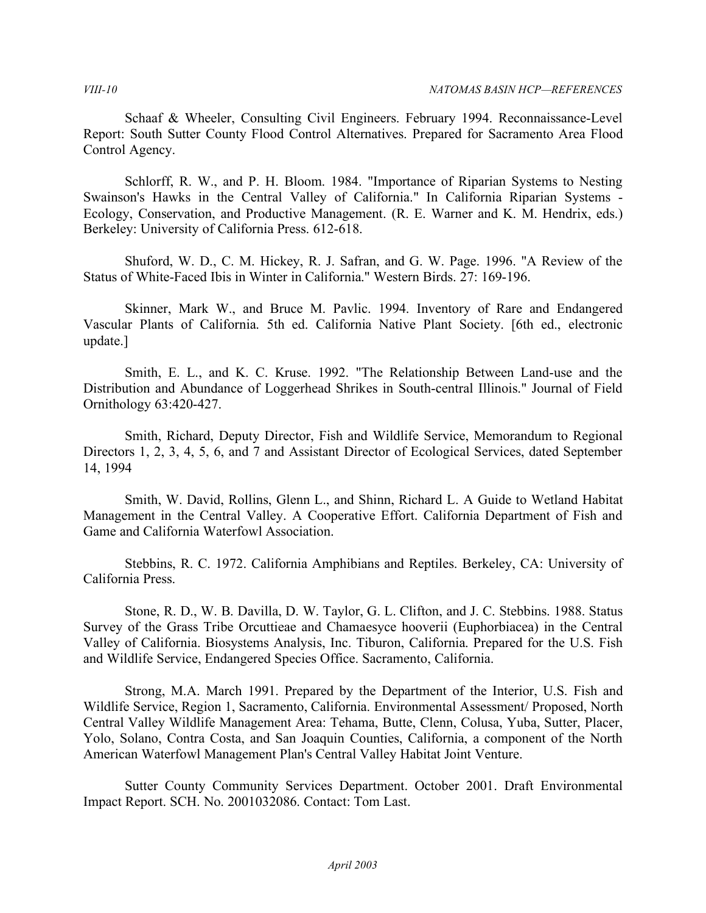Schaaf & Wheeler, Consulting Civil Engineers. February 1994. Reconnaissance-Level Report: South Sutter County Flood Control Alternatives. Prepared for Sacramento Area Flood Control Agency.

Schlorff, R. W., and P. H. Bloom. 1984. "Importance of Riparian Systems to Nesting Swainson's Hawks in the Central Valley of California." In California Riparian Systems - Ecology, Conservation, and Productive Management. (R. E. Warner and K. M. Hendrix, eds.) Berkeley: University of California Press. 612-618.

Shuford, W. D., C. M. Hickey, R. J. Safran, and G. W. Page. 1996. "A Review of the Status of White-Faced Ibis in Winter in California." Western Birds. 27: 169-196.

Skinner, Mark W., and Bruce M. Pavlic. 1994. Inventory of Rare and Endangered Vascular Plants of California. 5th ed. California Native Plant Society. [6th ed., electronic update.]

Smith, E. L., and K. C. Kruse. 1992. "The Relationship Between Land-use and the Distribution and Abundance of Loggerhead Shrikes in South-central Illinois." Journal of Field Ornithology 63:420-427.

Smith, Richard, Deputy Director, Fish and Wildlife Service, Memorandum to Regional Directors 1, 2, 3, 4, 5, 6, and 7 and Assistant Director of Ecological Services, dated September 14, 1994

Smith, W. David, Rollins, Glenn L., and Shinn, Richard L. A Guide to Wetland Habitat Management in the Central Valley. A Cooperative Effort. California Department of Fish and Game and California Waterfowl Association.

Stebbins, R. C. 1972. California Amphibians and Reptiles. Berkeley, CA: University of California Press.

Stone, R. D., W. B. Davilla, D. W. Taylor, G. L. Clifton, and J. C. Stebbins. 1988. Status Survey of the Grass Tribe Orcuttieae and Chamaesyce hooverii (Euphorbiacea) in the Central Valley of California. Biosystems Analysis, Inc. Tiburon, California. Prepared for the U.S. Fish and Wildlife Service, Endangered Species Office. Sacramento, California.

Strong, M.A. March 1991. Prepared by the Department of the Interior, U.S. Fish and Wildlife Service, Region 1, Sacramento, California. Environmental Assessment/ Proposed, North Central Valley Wildlife Management Area: Tehama, Butte, Clenn, Colusa, Yuba, Sutter, Placer, Yolo, Solano, Contra Costa, and San Joaquin Counties, California, a component of the North American Waterfowl Management Plan's Central Valley Habitat Joint Venture.

Sutter County Community Services Department. October 2001. Draft Environmental Impact Report. SCH. No. 2001032086. Contact: Tom Last.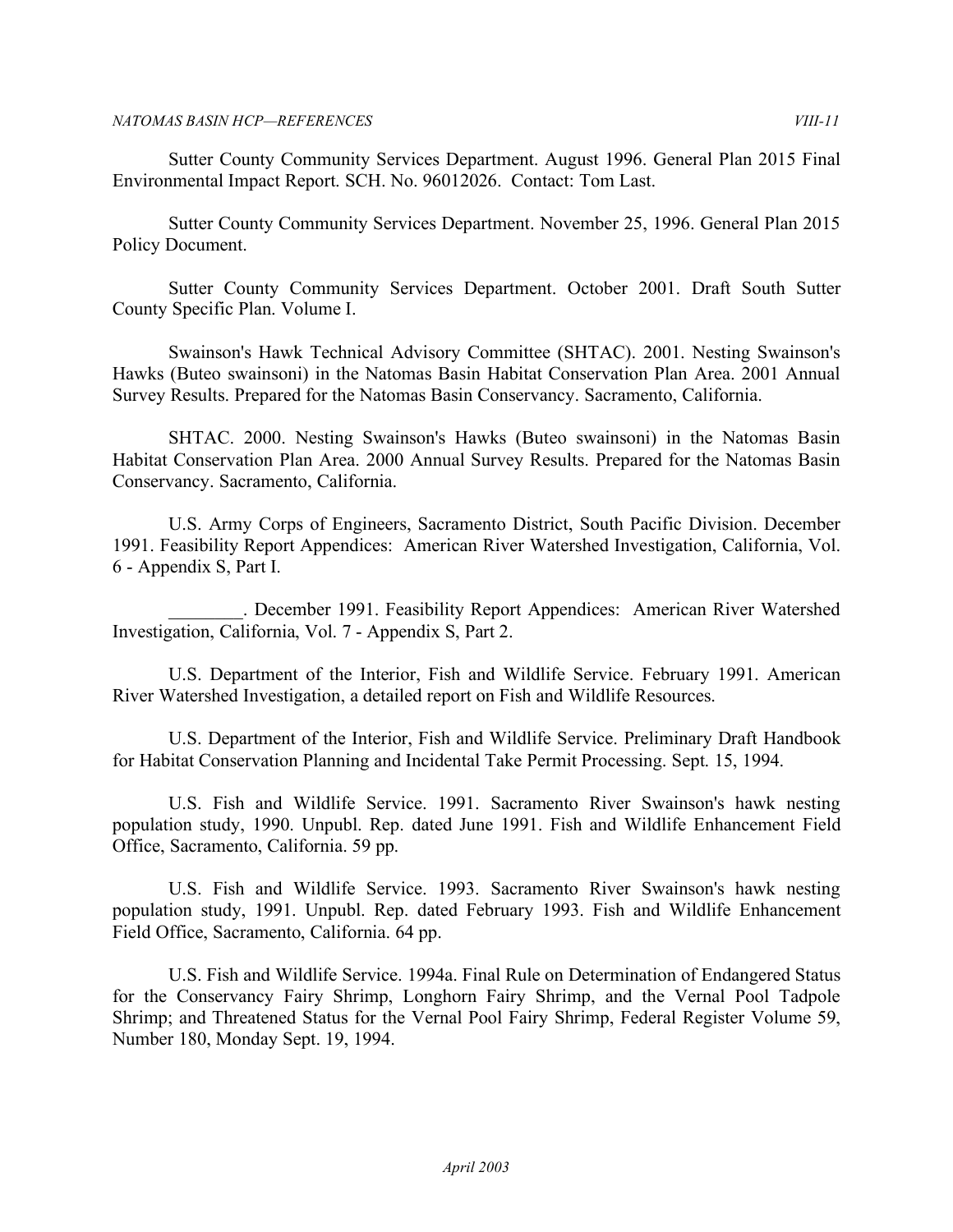Sutter County Community Services Department. August 1996. General Plan 2015 Final Environmental Impact Report. SCH. No. 96012026. Contact: Tom Last.

Sutter County Community Services Department. November 25, 1996. General Plan 2015 Policy Document.

Sutter County Community Services Department. October 2001. Draft South Sutter County Specific Plan. Volume I.

Swainson's Hawk Technical Advisory Committee (SHTAC). 2001. Nesting Swainson's Hawks (Buteo swainsoni) in the Natomas Basin Habitat Conservation Plan Area. 2001 Annual Survey Results. Prepared for the Natomas Basin Conservancy. Sacramento, California.

SHTAC. 2000. Nesting Swainson's Hawks (Buteo swainsoni) in the Natomas Basin Habitat Conservation Plan Area. 2000 Annual Survey Results. Prepared for the Natomas Basin Conservancy. Sacramento, California.

U.S. Army Corps of Engineers, Sacramento District, South Pacific Division. December 1991. Feasibility Report Appendices: American River Watershed Investigation, California, Vol. 6 - Appendix S, Part I.

________. December 1991. Feasibility Report Appendices: American River Watershed Investigation, California, Vol. 7 - Appendix S, Part 2.

U.S. Department of the Interior, Fish and Wildlife Service. February 1991. American River Watershed Investigation, a detailed report on Fish and Wildlife Resources.

U.S. Department of the Interior, Fish and Wildlife Service. Preliminary Draft Handbook for Habitat Conservation Planning and Incidental Take Permit Processing. Sept. 15, 1994.

U.S. Fish and Wildlife Service. 1991. Sacramento River Swainson's hawk nesting population study, 1990. Unpubl. Rep. dated June 1991. Fish and Wildlife Enhancement Field Office, Sacramento, California. 59 pp.

U.S. Fish and Wildlife Service. 1993. Sacramento River Swainson's hawk nesting population study, 1991. Unpubl. Rep. dated February 1993. Fish and Wildlife Enhancement Field Office, Sacramento, California. 64 pp.

U.S. Fish and Wildlife Service. 1994a. Final Rule on Determination of Endangered Status for the Conservancy Fairy Shrimp, Longhorn Fairy Shrimp, and the Vernal Pool Tadpole Shrimp; and Threatened Status for the Vernal Pool Fairy Shrimp, Federal Register Volume 59, Number 180, Monday Sept. 19, 1994.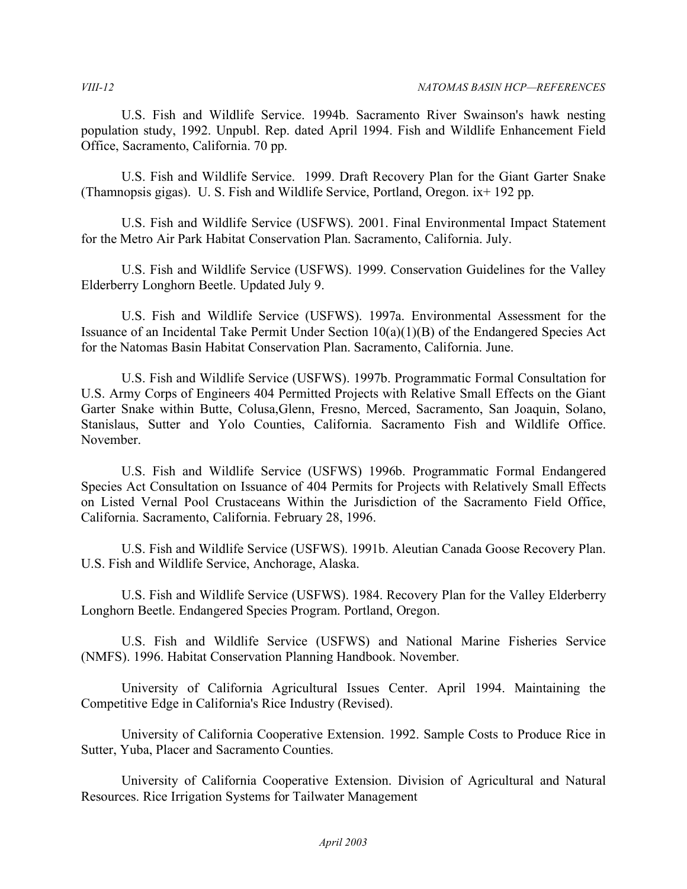U.S. Fish and Wildlife Service. 1994b. Sacramento River Swainson's hawk nesting population study, 1992. Unpubl. Rep. dated April 1994. Fish and Wildlife Enhancement Field Office, Sacramento, California. 70 pp.

U.S. Fish and Wildlife Service. 1999. Draft Recovery Plan for the Giant Garter Snake (Thamnopsis gigas). U. S. Fish and Wildlife Service, Portland, Oregon. ix+ 192 pp.

U.S. Fish and Wildlife Service (USFWS). 2001. Final Environmental Impact Statement for the Metro Air Park Habitat Conservation Plan. Sacramento, California. July.

U.S. Fish and Wildlife Service (USFWS). 1999. Conservation Guidelines for the Valley Elderberry Longhorn Beetle. Updated July 9.

U.S. Fish and Wildlife Service (USFWS). 1997a. Environmental Assessment for the Issuance of an Incidental Take Permit Under Section 10(a)(1)(B) of the Endangered Species Act for the Natomas Basin Habitat Conservation Plan. Sacramento, California. June.

U.S. Fish and Wildlife Service (USFWS). 1997b. Programmatic Formal Consultation for U.S. Army Corps of Engineers 404 Permitted Projects with Relative Small Effects on the Giant Garter Snake within Butte, Colusa,Glenn, Fresno, Merced, Sacramento, San Joaquin, Solano, Stanislaus, Sutter and Yolo Counties, California. Sacramento Fish and Wildlife Office. November.

U.S. Fish and Wildlife Service (USFWS) 1996b. Programmatic Formal Endangered Species Act Consultation on Issuance of 404 Permits for Projects with Relatively Small Effects on Listed Vernal Pool Crustaceans Within the Jurisdiction of the Sacramento Field Office, California. Sacramento, California. February 28, 1996.

U.S. Fish and Wildlife Service (USFWS). 1991b. Aleutian Canada Goose Recovery Plan. U.S. Fish and Wildlife Service, Anchorage, Alaska.

U.S. Fish and Wildlife Service (USFWS). 1984. Recovery Plan for the Valley Elderberry Longhorn Beetle. Endangered Species Program. Portland, Oregon.

U.S. Fish and Wildlife Service (USFWS) and National Marine Fisheries Service (NMFS). 1996. Habitat Conservation Planning Handbook. November.

University of California Agricultural Issues Center. April 1994. Maintaining the Competitive Edge in California's Rice Industry (Revised).

University of California Cooperative Extension. 1992. Sample Costs to Produce Rice in Sutter, Yuba, Placer and Sacramento Counties.

University of California Cooperative Extension. Division of Agricultural and Natural Resources. Rice Irrigation Systems for Tailwater Management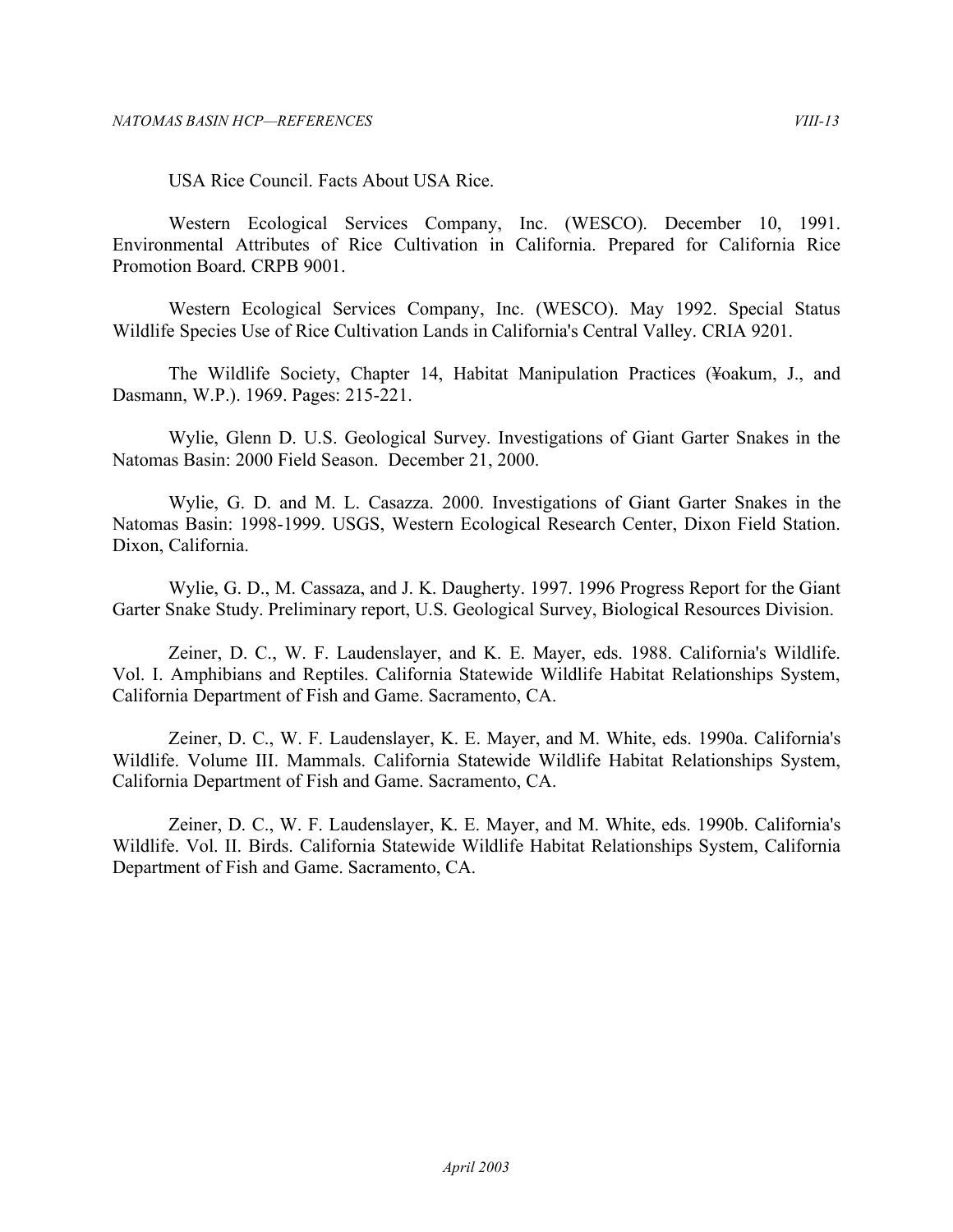USA Rice Council. Facts About USA Rice.

Western Ecological Services Company, Inc. (WESCO). December 10, 1991. Environmental Attributes of Rice Cultivation in California. Prepared for California Rice Promotion Board. CRPB 9001.

Western Ecological Services Company, Inc. (WESCO). May 1992. Special Status Wildlife Species Use of Rice Cultivation Lands in California's Central Valley. CRIA 9201.

The Wildlife Society, Chapter 14, Habitat Manipulation Practices (¥oakum, J., and Dasmann, W.P.). 1969. Pages: 215-221.

Wylie, Glenn D. U.S. Geological Survey. Investigations of Giant Garter Snakes in the Natomas Basin: 2000 Field Season. December 21, 2000.

Wylie, G. D. and M. L. Casazza. 2000. Investigations of Giant Garter Snakes in the Natomas Basin: 1998-1999. USGS, Western Ecological Research Center, Dixon Field Station. Dixon, California.

Wylie, G. D., M. Cassaza, and J. K. Daugherty. 1997. 1996 Progress Report for the Giant Garter Snake Study. Preliminary report, U.S. Geological Survey, Biological Resources Division.

Zeiner, D. C., W. F. Laudenslayer, and K. E. Mayer, eds. 1988. California's Wildlife. Vol. I. Amphibians and Reptiles. California Statewide Wildlife Habitat Relationships System, California Department of Fish and Game. Sacramento, CA.

Zeiner, D. C., W. F. Laudenslayer, K. E. Mayer, and M. White, eds. 1990a. California's Wildlife. Volume III. Mammals. California Statewide Wildlife Habitat Relationships System, California Department of Fish and Game. Sacramento, CA.

Zeiner, D. C., W. F. Laudenslayer, K. E. Mayer, and M. White, eds. 1990b. California's Wildlife. Vol. II. Birds. California Statewide Wildlife Habitat Relationships System, California Department of Fish and Game. Sacramento, CA.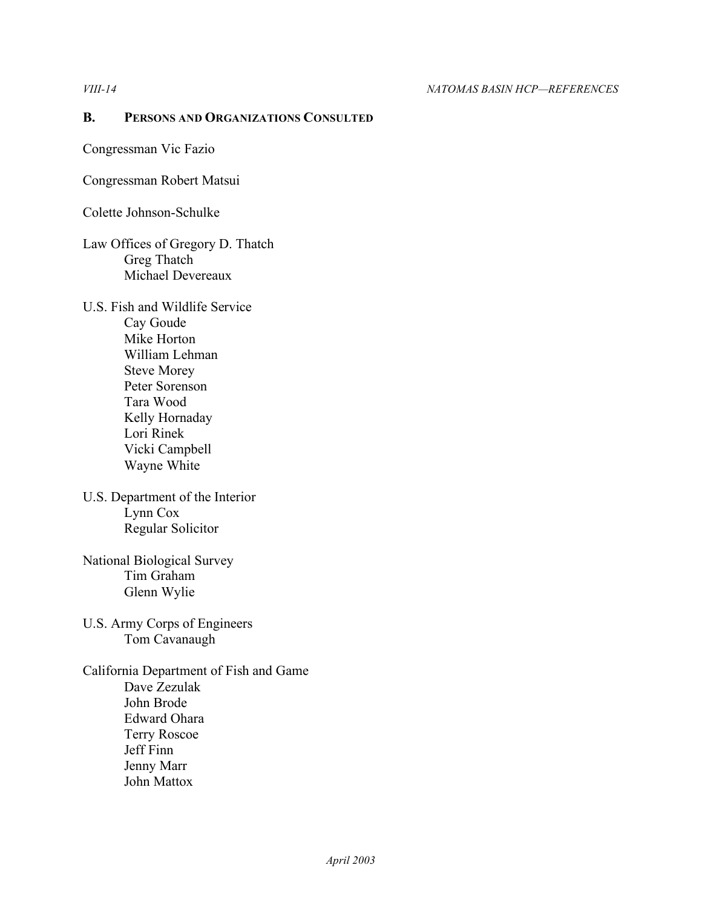## B. Persons and Organizations Consulted

Congressman Vic Fazio

Congressman Robert Matsui

Colette Johnson-Schulke

Law Offices of Gregory D. Thatch
- Greg Thatch
- Michael Devereaux

U.S. Fish and Wildlife Service
- Cay Goude
- Mike Horton
- William Lehman
- Steve Morey
- Peter Sorenson
- Tara Wood
- Kelly Hornaday
- Lori Rinek
- Vicki Campbell
- Wayne White

U.S. Department of the Interior
- Lynn Cox
- Regular Solicitor

National Biological Survey
- Tim Graham
- Glenn Wylie

U.S. Army Corps of Engineers
- Tom Cavanaugh

California Department of Fish and Game
- Dave Zezulak
- John Brode
- Edward Ohara
- Terry Roscoe
- Jeff Finn
- Jenny Marr
- John Mattox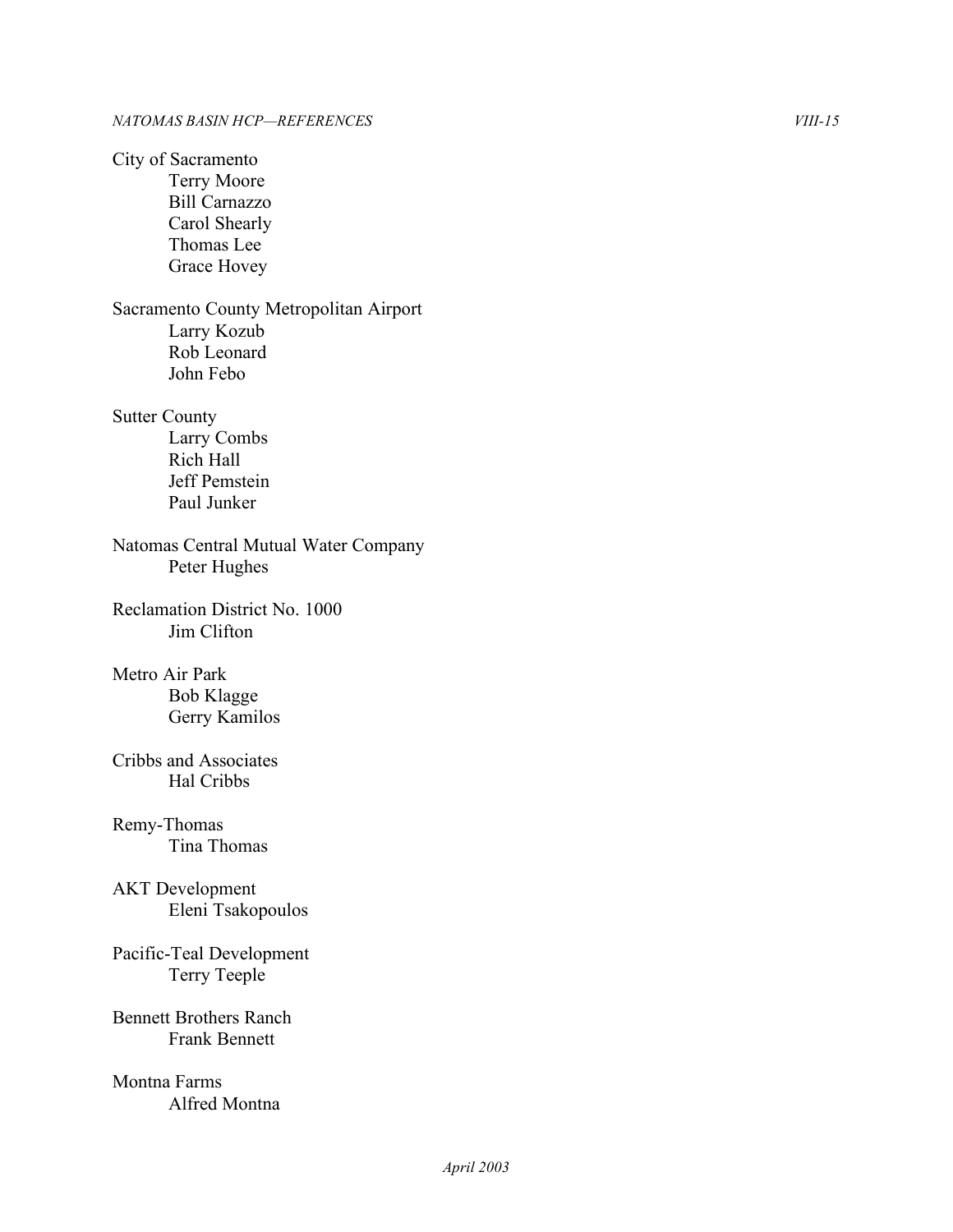City of Sacramento

- Terry Moore
- Bill Carnazzo
- Carol Shearly
- Thomas Lee
- Grace Hovey

Sacramento County Metropolitan Airport

- Larry Kozub
- Rob Leonard
- John Febo

Sutter County

- Larry Combs
- Rich Hall
- Jeff Pemstein
- Paul Junker

Natomas Central Mutual Water Company

- Peter Hughes

Reclamation District No. 1000

- Jim Clifton

Metro Air Park

- Bob Klagge
- Gerry Kamilos

Cribbs and Associates

- Hal Cribbs

Remy-Thomas

- Tina Thomas

AKT Development

- Eleni Tsakopoulos

Pacific-Teal Development

- Terry Teeple

Bennett Brothers Ranch

- Frank Bennett

Montna Farms

- Alfred Montna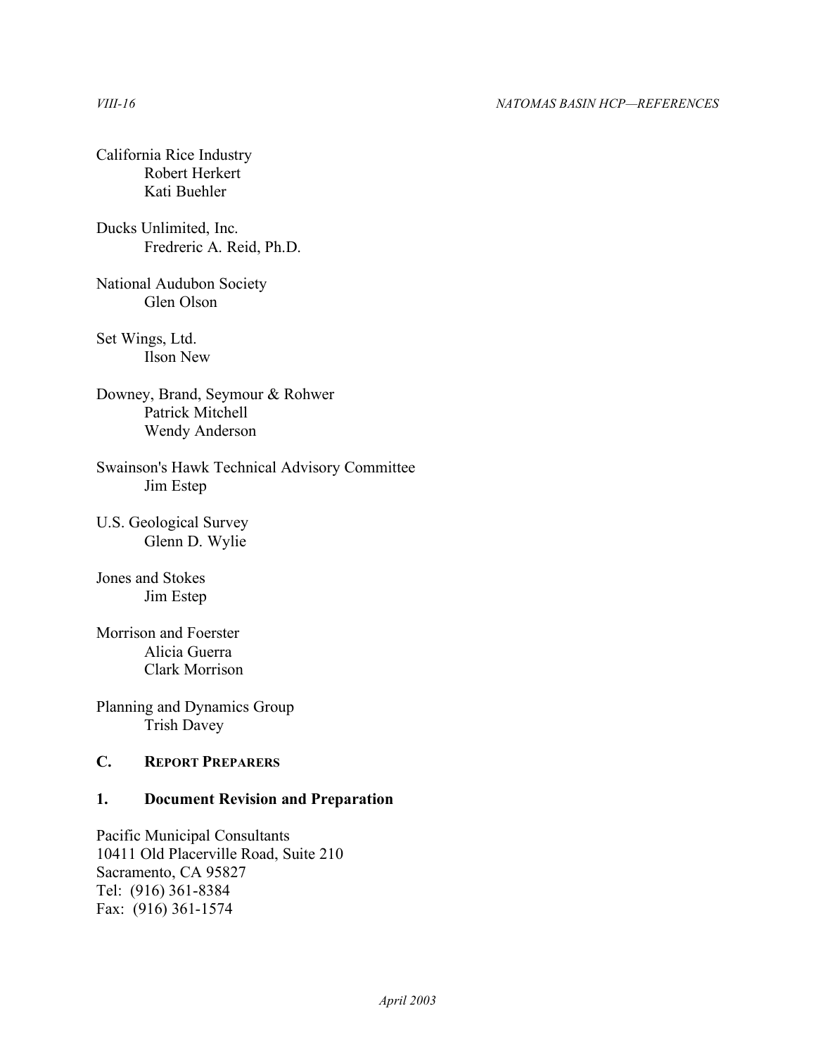California Rice Industry
Robert Herkert
Kati Buehler

Ducks Unlimited, Inc.
Fredreric A. Reid, Ph.D.

National Audubon Society
Glen Olson

Set Wings, Ltd.
Ilson New

Downey, Brand, Seymour & Rohwer
Patrick Mitchell
Wendy Anderson

Swainson's Hawk Technical Advisory Committee
Jim Estep

U.S. Geological Survey
Glenn D. Wylie

Jones and Stokes
Jim Estep

Morrison and Foerster
Alicia Guerra
Clark Morrison

Planning and Dynamics Group
Trish Davey

## C. REPORT PREPARERS

### 1. Document Revision and Preparation

Pacific Municipal Consultants
10411 Old Placerville Road, Suite 210
Sacramento, CA 95827
Tel: (916) 361-8384
Fax: (916) 361-1574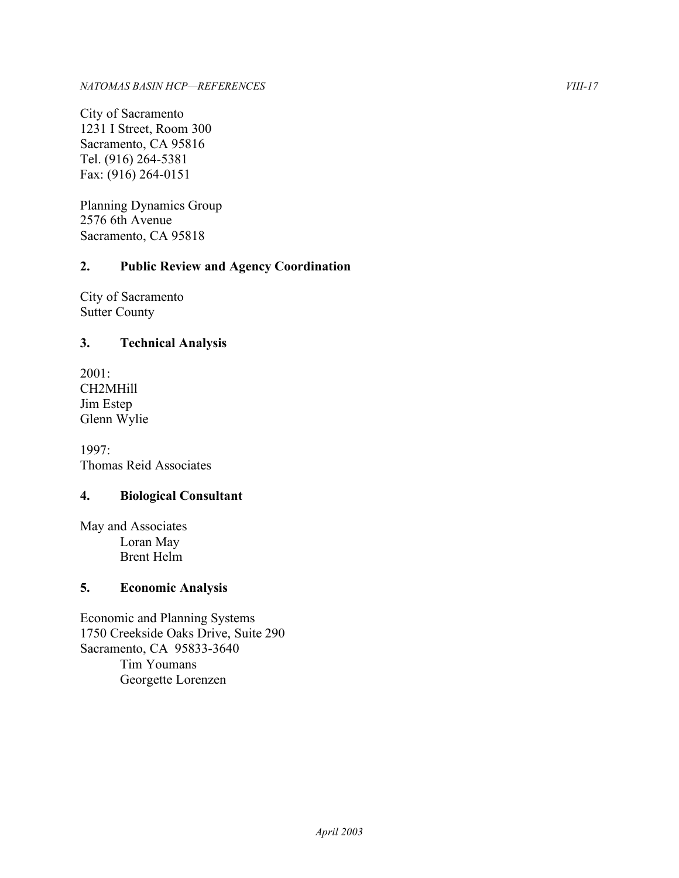City of Sacramento
1231 I Street, Room 300
Sacramento, CA 95816
Tel. (916) 264-5381
Fax: (916) 264-0151

Planning Dynamics Group
2576 6th Avenue
Sacramento, CA 95818

### 2. Public Review and Agency Coordination

City of Sacramento
Sutter County

### 3. Technical Analysis

2001:
CH2MHill
Jim Estep
Glenn Wylie

1997:
Thomas Reid Associates

### 4. Biological Consultant

May and Associates
Loran May
Brent Helm

### 5. Economic Analysis

Economic and Planning Systems
1750 Creekside Oaks Drive, Suite 290
Sacramento, CA 95833-3640
Tim Youmans
Georgette Lorenzen